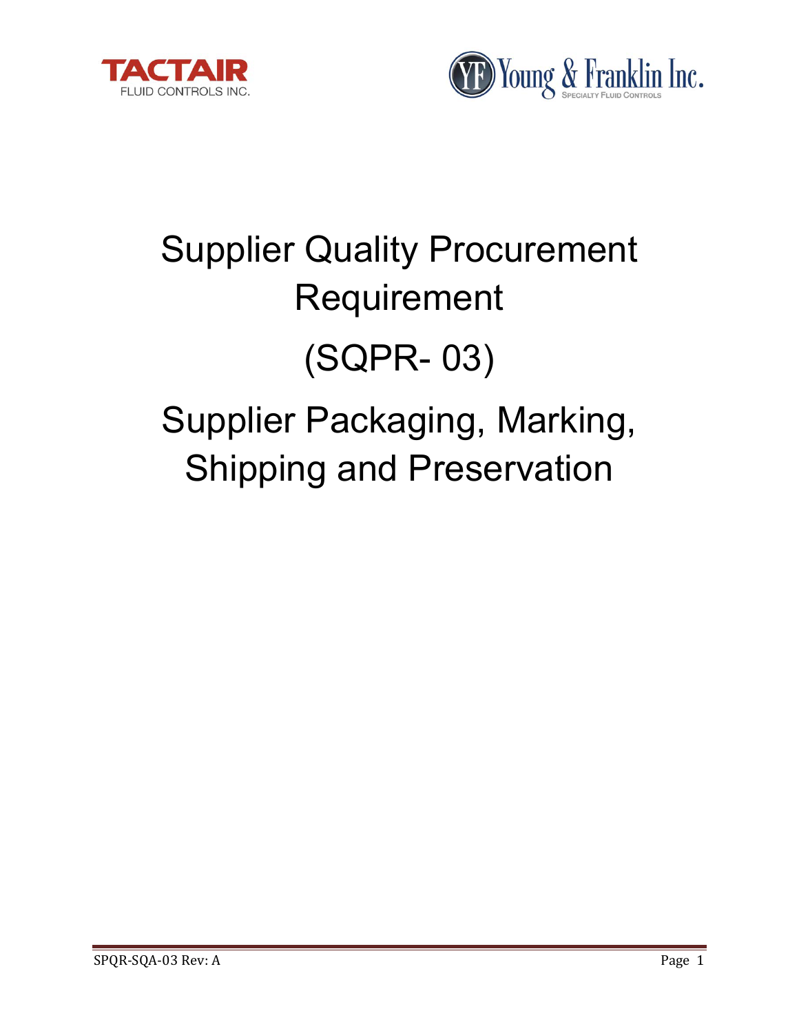TACTAIR
FLUID CONTROLS INC.

Young & Franklin Inc.
SPECIALTY FLUID CONTROLS

# Supplier Quality Procurement Requirement

# (SQPR- 03)

# Supplier Packaging, Marking, Shipping and Preservation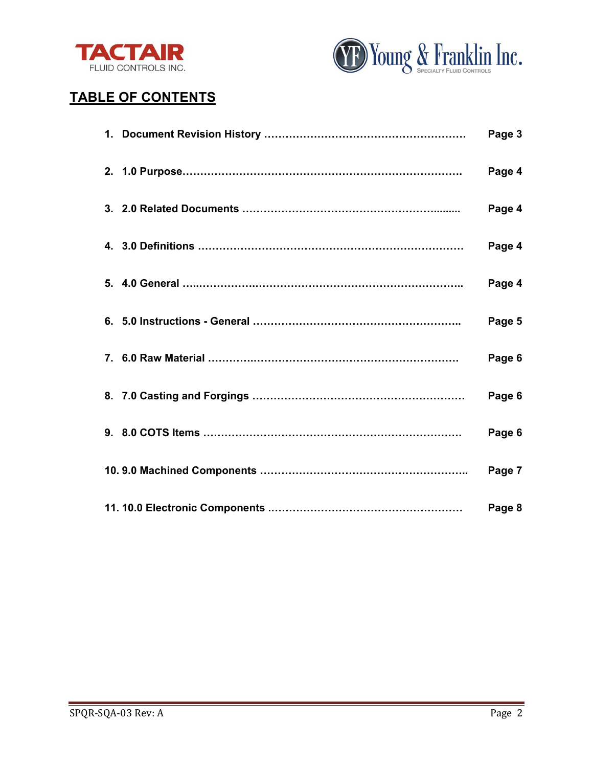## TABLE OF CONTENTS

1. **Document Revision History** ........................................................ **Page 3**
2. **1.0 Purpose**.............................................................................. **Page 4**
3. **2.0 Related Documents** ........................................................ **Page 4**
4. **3.0 Definitions** ......................................................................... **Page 4**
5. **4.0 General** ............................................................................. **Page 4**
6. **5.0 Instructions - General** ........................................................ **Page 5**
7. **6.0 Raw Material** ..................................................................... **Page 6**
8. **7.0 Casting and Forgings** .......................................................... **Page 6**
9. **8.0 COTS Items** ........................................................................ **Page 6**
10. **9.0 Machined Components** ........................................................ **Page 7**
11. **10.0 Electronic Components** ...................................................... **Page 8**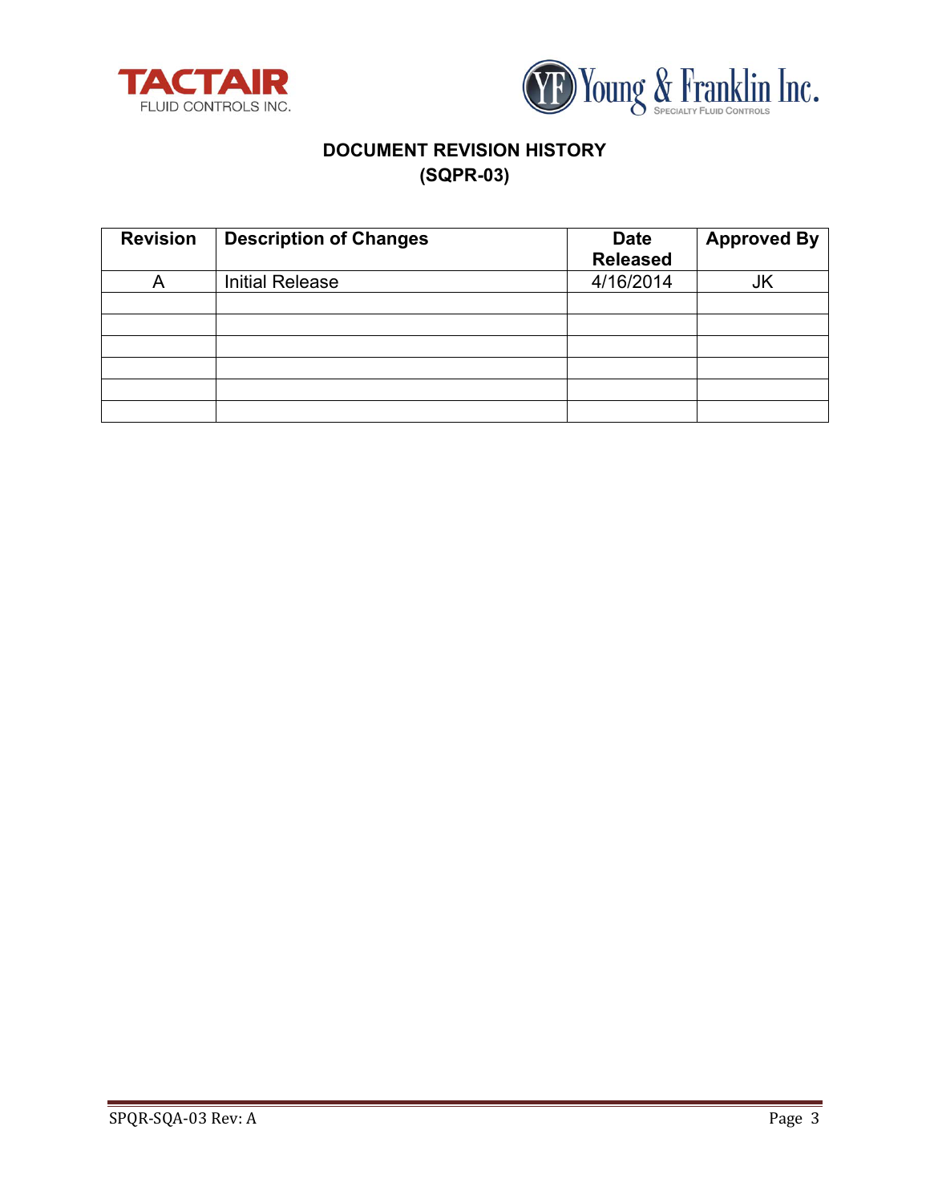# DOCUMENT REVISION HISTORY
## (SQPR-03)

| Revision | Description of Changes | Date Released | Approved By |
|---|---|---|---|
| A | Initial Release | 4/16/2014 | JK |
| | | | |
| | | | |
| | | | |
| | | | |
| | | | |
| | | | |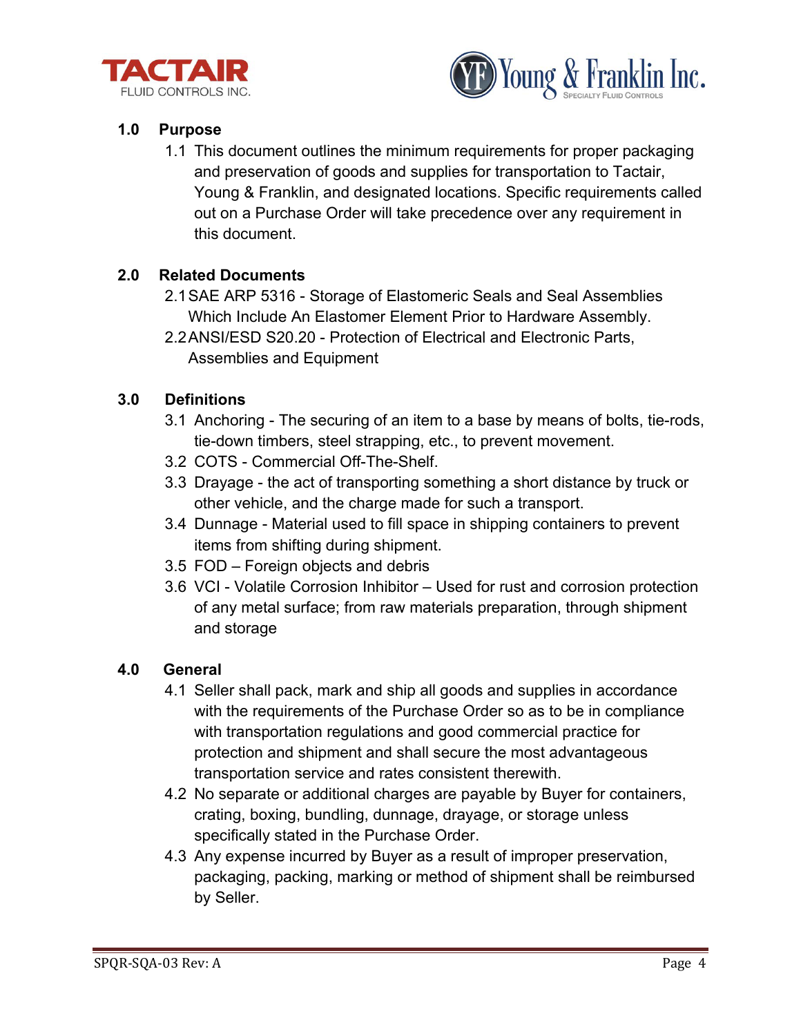## 1.0 Purpose

1.1 This document outlines the minimum requirements for proper packaging and preservation of goods and supplies for transportation to Tactair, Young & Franklin, and designated locations. Specific requirements called out on a Purchase Order will take precedence over any requirement in this document.

## 2.0 Related Documents

2.1 SAE ARP 5316 - Storage of Elastomeric Seals and Seal Assemblies Which Include An Elastomer Element Prior to Hardware Assembly.

2.2 ANSI/ESD S20.20 - Protection of Electrical and Electronic Parts, Assemblies and Equipment

## 3.0 Definitions

3.1 Anchoring - The securing of an item to a base by means of bolts, tie-rods, tie-down timbers, steel strapping, etc., to prevent movement.

3.2 COTS - Commercial Off-The-Shelf.

3.3 Drayage - the act of transporting something a short distance by truck or other vehicle, and the charge made for such a transport.

3.4 Dunnage - Material used to fill space in shipping containers to prevent items from shifting during shipment.

3.5 FOD – Foreign objects and debris

3.6 VCI - Volatile Corrosion Inhibitor – Used for rust and corrosion protection of any metal surface; from raw materials preparation, through shipment and storage

## 4.0 General

4.1 Seller shall pack, mark and ship all goods and supplies in accordance with the requirements of the Purchase Order so as to be in compliance with transportation regulations and good commercial practice for protection and shipment and shall secure the most advantageous transportation service and rates consistent therewith.

4.2 No separate or additional charges are payable by Buyer for containers, crating, boxing, bundling, dunnage, drayage, or storage unless specifically stated in the Purchase Order.

4.3 Any expense incurred by Buyer as a result of improper preservation, packaging, packing, marking or method of shipment shall be reimbursed by Seller.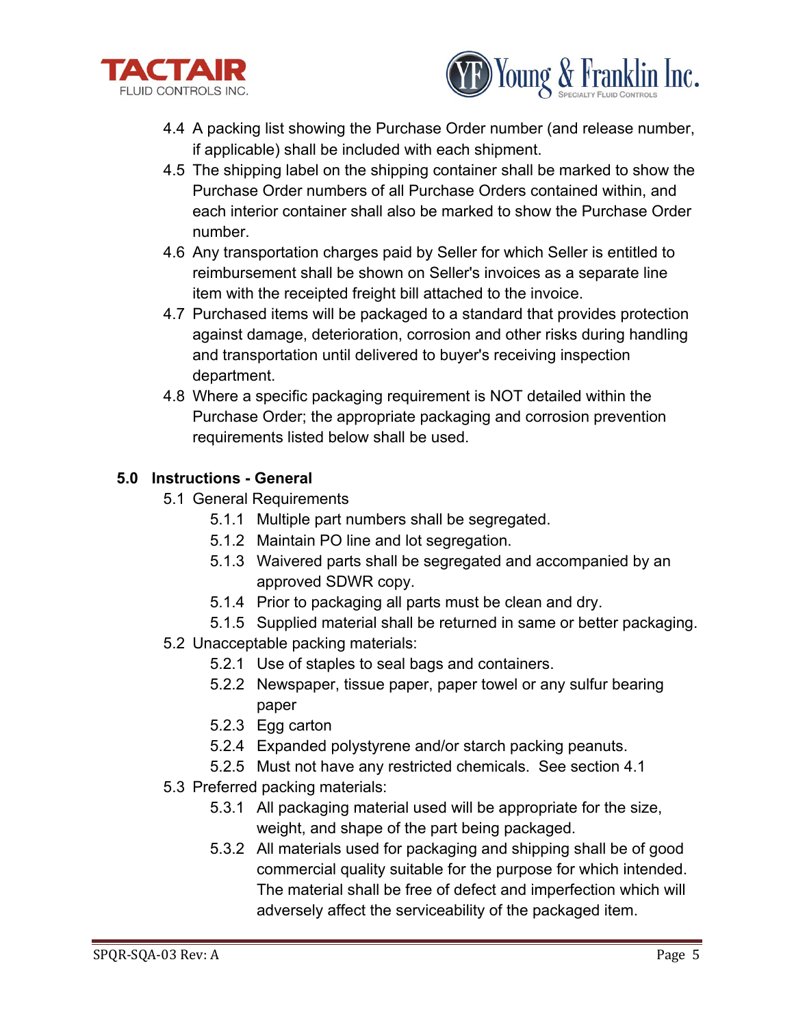4.4 A packing list showing the Purchase Order number (and release number, if applicable) shall be included with each shipment.

4.5 The shipping label on the shipping container shall be marked to show the Purchase Order numbers of all Purchase Orders contained within, and each interior container shall also be marked to show the Purchase Order number.

4.6 Any transportation charges paid by Seller for which Seller is entitled to reimbursement shall be shown on Seller's invoices as a separate line item with the receipted freight bill attached to the invoice.

4.7 Purchased items will be packaged to a standard that provides protection against damage, deterioration, corrosion and other risks during handling and transportation until delivered to buyer's receiving inspection department.

4.8 Where a specific packaging requirement is NOT detailed within the Purchase Order; the appropriate packaging and corrosion prevention requirements listed below shall be used.

## 5.0 Instructions - General

5.1 General Requirements

- 5.1.1 Multiple part numbers shall be segregated.
- 5.1.2 Maintain PO line and lot segregation.
- 5.1.3 Waivered parts shall be segregated and accompanied by an approved SDWR copy.
- 5.1.4 Prior to packaging all parts must be clean and dry.
- 5.1.5 Supplied material shall be returned in same or better packaging.

5.2 Unacceptable packing materials:

- 5.2.1 Use of staples to seal bags and containers.
- 5.2.2 Newspaper, tissue paper, paper towel or any sulfur bearing paper
- 5.2.3 Egg carton
- 5.2.4 Expanded polystyrene and/or starch packing peanuts.
- 5.2.5 Must not have any restricted chemicals. See section 4.1

5.3 Preferred packing materials:

- 5.3.1 All packaging material used will be appropriate for the size, weight, and shape of the part being packaged.
- 5.3.2 All materials used for packaging and shipping shall be of good commercial quality suitable for the purpose for which intended. The material shall be free of defect and imperfection which will adversely affect the serviceability of the packaged item.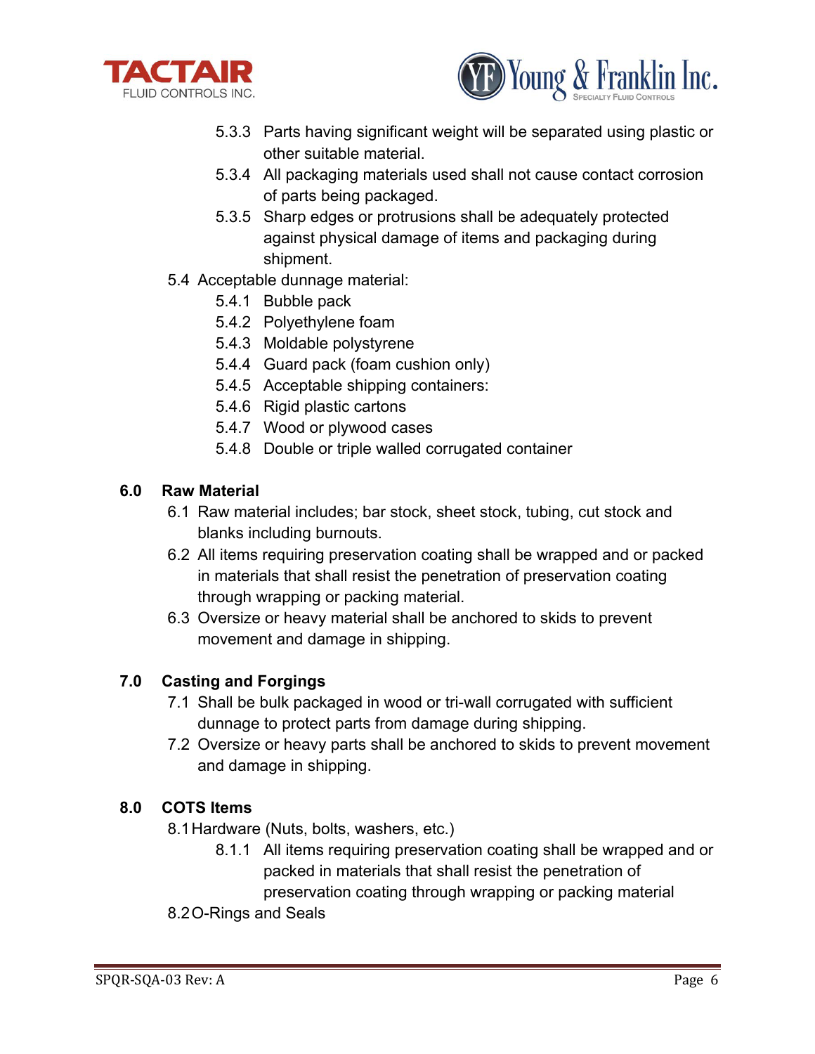- 5.3.3 Parts having significant weight will be separated using plastic or other suitable material.
- 5.3.4 All packaging materials used shall not cause contact corrosion of parts being packaged.
- 5.3.5 Sharp edges or protrusions shall be adequately protected against physical damage of items and packaging during shipment.

5.4 Acceptable dunnage material:

- 5.4.1 Bubble pack
- 5.4.2 Polyethylene foam
- 5.4.3 Moldable polystyrene
- 5.4.4 Guard pack (foam cushion only)
- 5.4.5 Acceptable shipping containers:
- 5.4.6 Rigid plastic cartons
- 5.4.7 Wood or plywood cases
- 5.4.8 Double or triple walled corrugated container

## 6.0 Raw Material

6.1 Raw material includes; bar stock, sheet stock, tubing, cut stock and blanks including burnouts.

6.2 All items requiring preservation coating shall be wrapped and or packed in materials that shall resist the penetration of preservation coating through wrapping or packing material.

6.3 Oversize or heavy material shall be anchored to skids to prevent movement and damage in shipping.

## 7.0 Casting and Forgings

7.1 Shall be bulk packaged in wood or tri-wall corrugated with sufficient dunnage to protect parts from damage during shipping.

7.2 Oversize or heavy parts shall be anchored to skids to prevent movement and damage in shipping.

## 8.0 COTS Items

8.1 Hardware (Nuts, bolts, washers, etc.)

- 8.1.1 All items requiring preservation coating shall be wrapped and or packed in materials that shall resist the penetration of preservation coating through wrapping or packing material

8.2 O-Rings and Seals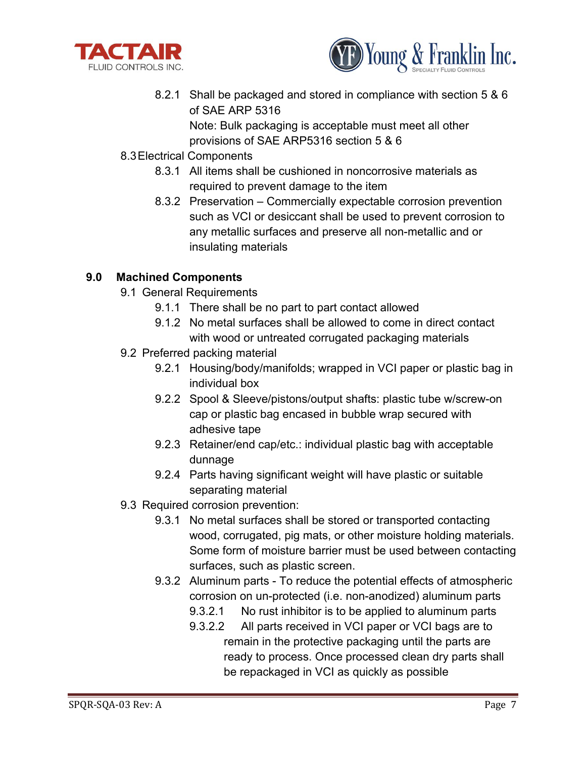8.2.1 Shall be packaged and stored in compliance with section 5 & 6 of SAE ARP 5316
Note: Bulk packaging is acceptable must meet all other provisions of SAE ARP5316 section 5 & 6

8.3 Electrical Components

8.3.1 All items shall be cushioned in noncorrosive materials as required to prevent damage to the item

8.3.2 Preservation – Commercially expectable corrosion prevention such as VCI or desiccant shall be used to prevent corrosion to any metallic surfaces and preserve all non-metallic and or insulating materials

## 9.0 Machined Components

9.1 General Requirements

9.1.1 There shall be no part to part contact allowed

9.1.2 No metal surfaces shall be allowed to come in direct contact with wood or untreated corrugated packaging materials

9.2 Preferred packing material

9.2.1 Housing/body/manifolds; wrapped in VCI paper or plastic bag in individual box

9.2.2 Spool & Sleeve/pistons/output shafts: plastic tube w/screw-on cap or plastic bag encased in bubble wrap secured with adhesive tape

9.2.3 Retainer/end cap/etc.: individual plastic bag with acceptable dunnage

9.2.4 Parts having significant weight will have plastic or suitable separating material

9.3 Required corrosion prevention:

9.3.1 No metal surfaces shall be stored or transported contacting wood, corrugated, pig mats, or other moisture holding materials. Some form of moisture barrier must be used between contacting surfaces, such as plastic screen.

9.3.2 Aluminum parts - To reduce the potential effects of atmospheric corrosion on un-protected (i.e. non-anodized) aluminum parts

9.3.2.1 No rust inhibitor is to be applied to aluminum parts

9.3.2.2 All parts received in VCI paper or VCI bags are to remain in the protective packaging until the parts are ready to process. Once processed clean dry parts shall be repackaged in VCI as quickly as possible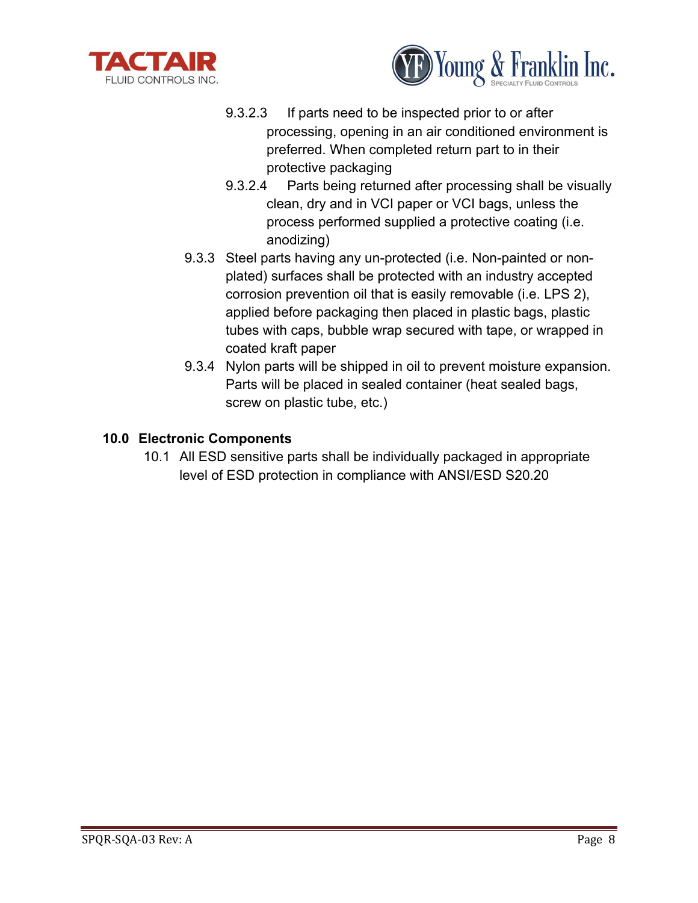9.3.2.3 If parts need to be inspected prior to or after processing, opening in an air conditioned environment is preferred. When completed return part to in their protective packaging

9.3.2.4 Parts being returned after processing shall be visually clean, dry and in VCI paper or VCI bags, unless the process performed supplied a protective coating (i.e. anodizing)

9.3.3 Steel parts having any un-protected (i.e. Non-painted or non-plated) surfaces shall be protected with an industry accepted corrosion prevention oil that is easily removable (i.e. LPS 2), applied before packaging then placed in plastic bags, plastic tubes with caps, bubble wrap secured with tape, or wrapped in coated kraft paper

9.3.4 Nylon parts will be shipped in oil to prevent moisture expansion. Parts will be placed in sealed container (heat sealed bags, screw on plastic tube, etc.)

## 10.0 Electronic Components

10.1 All ESD sensitive parts shall be individually packaged in appropriate level of ESD protection in compliance with ANSI/ESD S20.20